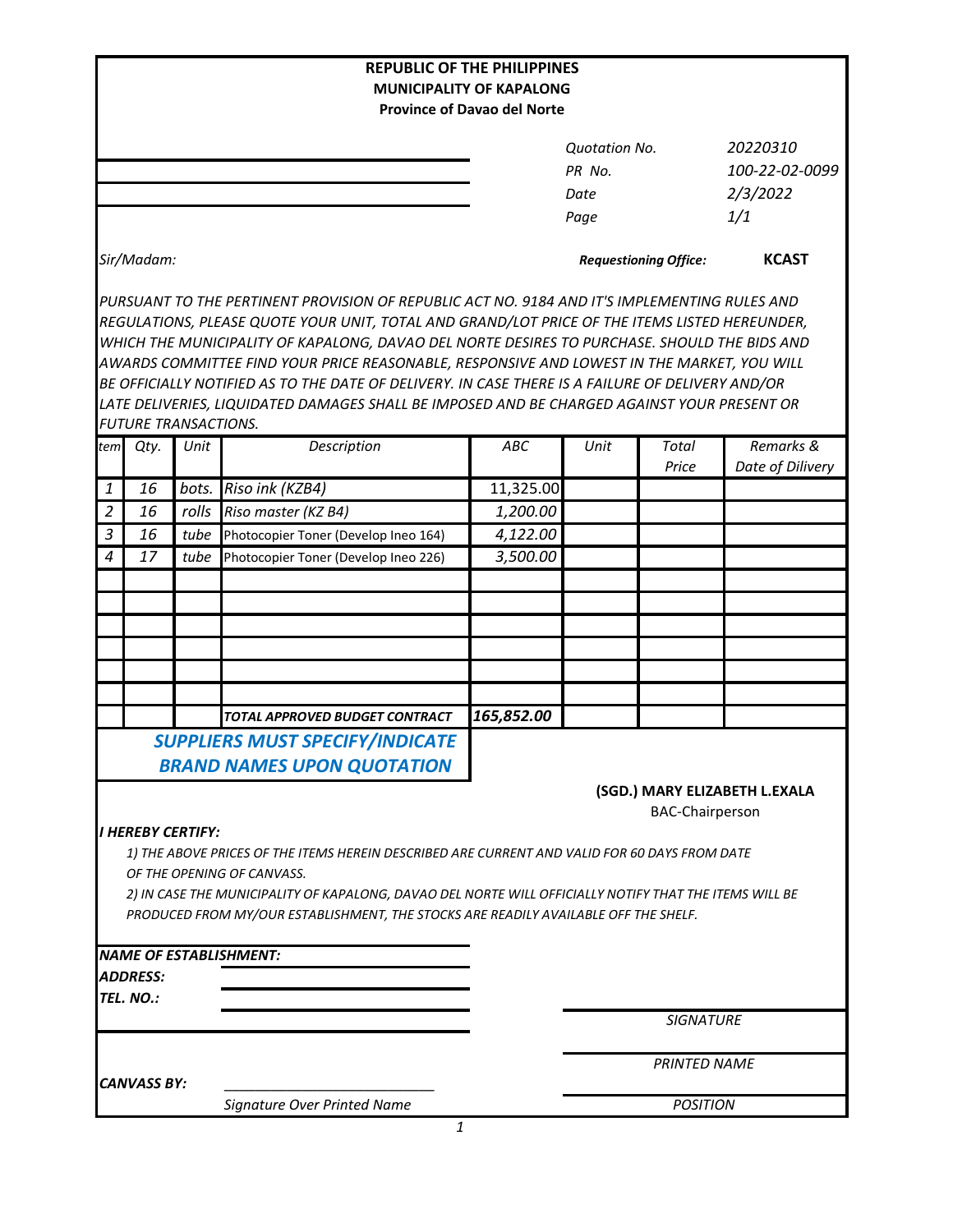**REPUBLIC OF THE PHILIPPINES**
**MUNICIPALITY OF KAPALONG**
**Province of Davao del Norte**

| | |
|---|---|
| *Quotation No.* | *20220310* |
| *PR No.* | *100-22-02-0099* |
| *Date* | *2/3/2022* |
| *Page* | *1/1* |

*Sir/Madam:*

***Requesitioning Office:*** **KCAST**

*PURSUANT TO THE PERTINENT PROVISION OF REPUBLIC ACT NO. 9184 AND IT'S IMPLEMENTING RULES AND REGULATIONS, PLEASE QUOTE YOUR UNIT, TOTAL AND GRAND/LOT PRICE OF THE ITEMS LISTED HEREUNDER, WHICH THE MUNICIPALITY OF KAPALONG, DAVAO DEL NORTE DESIRES TO PURCHASE. SHOULD THE BIDS AND AWARDS COMMITTEE FIND YOUR PRICE REASONABLE, RESPONSIVE AND LOWEST IN THE MARKET, YOU WILL BE OFFICIALLY NOTIFIED AS TO THE DATE OF DELIVERY. IN CASE THERE IS A FAILURE OF DELIVERY AND/OR LATE DELIVERIES, LIQUIDATED DAMAGES SHALL BE IMPOSED AND BE CHARGED AGAINST YOUR PRESENT OR FUTURE TRANSACTIONS.*

| Item | Qty. | Unit | Description | ABC | Unit | Total Price | Remarks & Date of Dilivery |
|---|---|---|---|---|---|---|---|
| 1 | 16 | bots. | Riso ink (KZB4) | 11,325.00 | | | |
| 2 | 16 | rolls | Riso master (KZ B4) | 1,200.00 | | | |
| 3 | 16 | tube | Photocopier Toner (Develop Ineo 164) | 4,122.00 | | | |
| 4 | 17 | tube | Photocopier Toner (Develop Ineo 226) | 3,500.00 | | | |
| | | | | | | | |
| | | | | | | | |
| | | | | | | | |
| | | | | | | | |
| | | | | | | | |
| | | | | | | | |
| | | | ***TOTAL APPROVED BUDGET CONTRACT*** | ***165,852.00*** | | | |

***SUPPLIERS MUST SPECIFY/INDICATE BRAND NAMES UPON QUOTATION***

**(SGD.) MARY ELIZABETH L.EXALA**
BAC-Chairperson

***I HEREBY CERTIFY:***

*1) THE ABOVE PRICES OF THE ITEMS HEREIN DESCRIBED ARE CURRENT AND VALID FOR 60 DAYS FROM DATE OF THE OPENING OF CANVASS.*

*2) IN CASE THE MUNICIPALITY OF KAPALONG, DAVAO DEL NORTE WILL OFFICIALLY NOTIFY THAT THE ITEMS WILL BE PRODUCED FROM MY/OUR ESTABLISHMENT, THE STOCKS ARE READILY AVAILABLE OFF THE SHELF.*

***NAME OF ESTABLISHMENT:*** ____________________

***ADDRESS:*** ____________________

***TEL. NO.:*** ____________________

____________________
*SIGNATURE*

____________________
*PRINTED NAME*

____________________
*POSITION*

***CANVASS BY:*** ____________________
*Signature Over Printed Name*